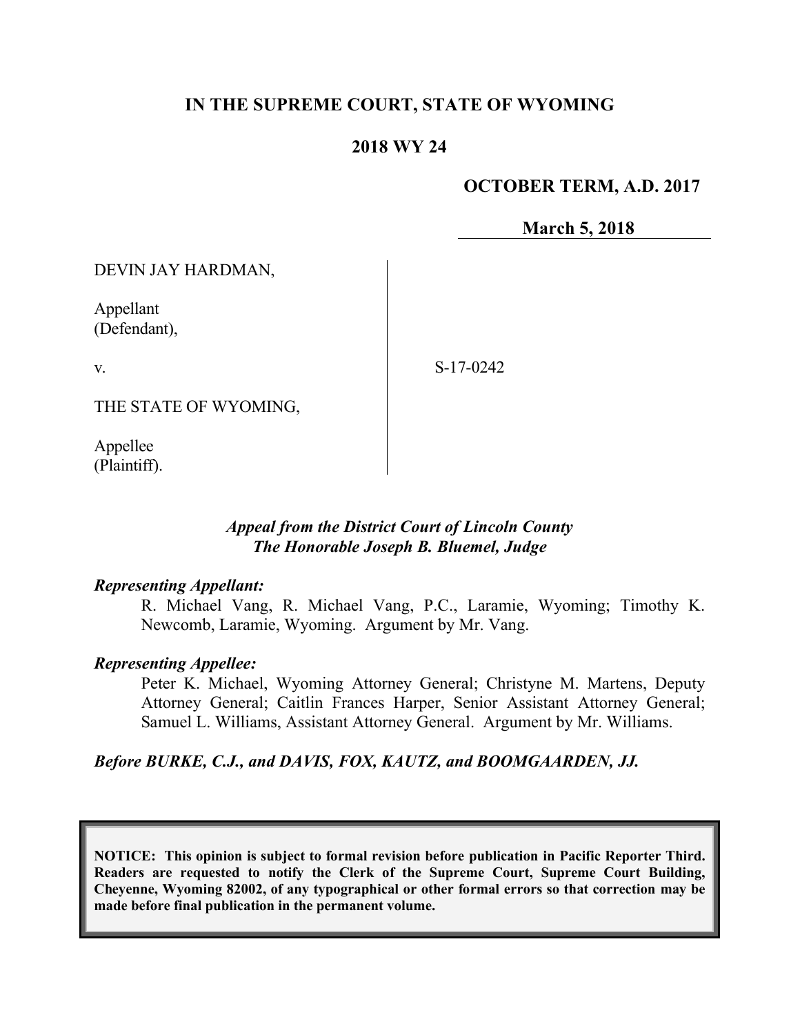# IN THE SUPREME COURT, STATE OF WYOMING

## 2018 WY 24

**OCTOBER TERM, A.D. 2017**

**March 5, 2018**

DEVIN JAY HARDMAN,

Appellant
(Defendant),

v.

THE STATE OF WYOMING,

Appellee
(Plaintiff).

S-17-0242

*Appeal from the District Court of Lincoln County*
*The Honorable Joseph B. Bluemel, Judge*

***Representing Appellant:***

R. Michael Vang, R. Michael Vang, P.C., Laramie, Wyoming; Timothy K. Newcomb, Laramie, Wyoming. Argument by Mr. Vang.

***Representing Appellee:***

Peter K. Michael, Wyoming Attorney General; Christyne M. Martens, Deputy Attorney General; Caitlin Frances Harper, Senior Assistant Attorney General; Samuel L. Williams, Assistant Attorney General. Argument by Mr. Williams.

***Before BURKE, C.J., and DAVIS, FOX, KAUTZ, and BOOMGAARDEN, JJ.***

**NOTICE: This opinion is subject to formal revision before publication in Pacific Reporter Third. Readers are requested to notify the Clerk of the Supreme Court, Supreme Court Building, Cheyenne, Wyoming 82002, of any typographical or other formal errors so that correction may be made before final publication in the permanent volume.**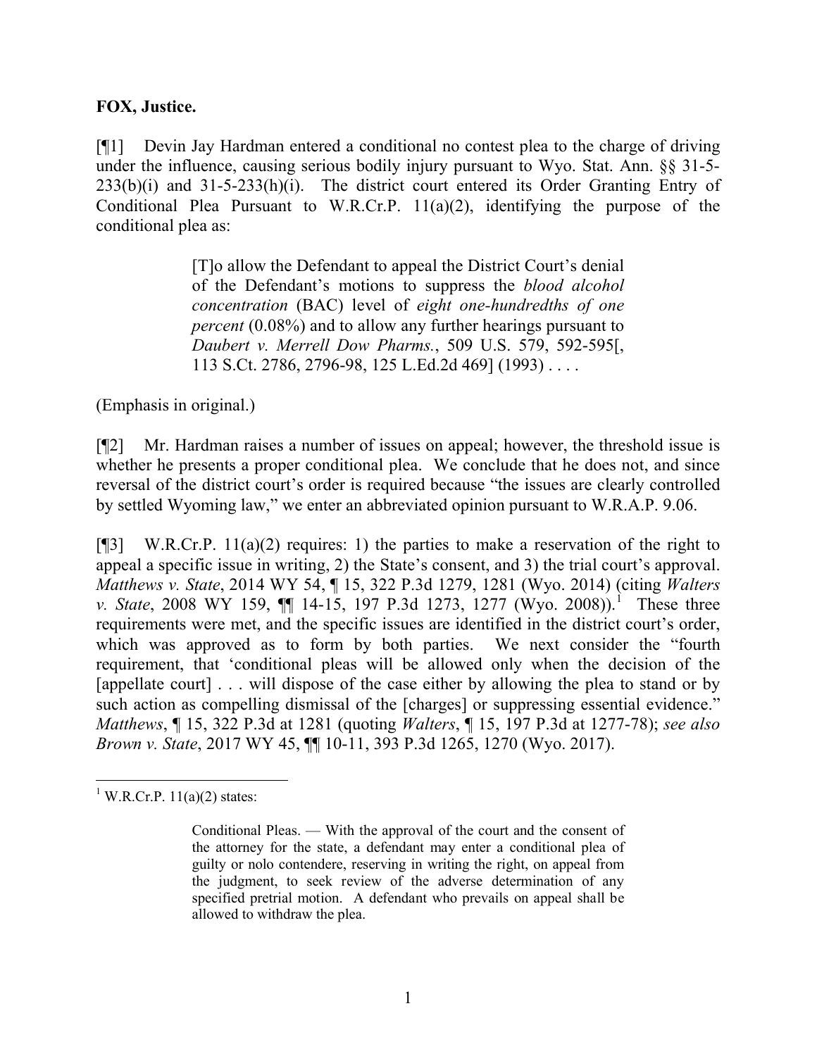**FOX, Justice.**

[¶1] Devin Jay Hardman entered a conditional no contest plea to the charge of driving under the influence, causing serious bodily injury pursuant to Wyo. Stat. Ann. §§ 31-5-233(b)(i) and 31-5-233(h)(i). The district court entered its Order Granting Entry of Conditional Plea Pursuant to W.R.Cr.P. 11(a)(2), identifying the purpose of the conditional plea as:

> [T]o allow the Defendant to appeal the District Court's denial of the Defendant's motions to suppress the *blood alcohol concentration* (BAC) level of *eight one-hundredths of one percent* (0.08%) and to allow any further hearings pursuant to *Daubert v. Merrell Dow Pharms.*, 509 U.S. 579, 592-595[, 113 S.Ct. 2786, 2796-98, 125 L.Ed.2d 469] (1993) . . . .

(Emphasis in original.)

[¶2] Mr. Hardman raises a number of issues on appeal; however, the threshold issue is whether he presents a proper conditional plea. We conclude that he does not, and since reversal of the district court's order is required because "the issues are clearly controlled by settled Wyoming law," we enter an abbreviated opinion pursuant to W.R.A.P. 9.06.

[¶3] W.R.Cr.P. 11(a)(2) requires: 1) the parties to make a reservation of the right to appeal a specific issue in writing, 2) the State's consent, and 3) the trial court's approval. *Matthews v. State*, 2014 WY 54, ¶ 15, 322 P.3d 1279, 1281 (Wyo. 2014) (citing *Walters v. State*, 2008 WY 159, ¶¶ 14-15, 197 P.3d 1273, 1277 (Wyo. 2008)).[1] These three requirements were met, and the specific issues are identified in the district court's order, which was approved as to form by both parties. We next consider the "fourth requirement, that 'conditional pleas will be allowed only when the decision of the [appellate court] . . . will dispose of the case either by allowing the plea to stand or by such action as compelling dismissal of the [charges] or suppressing essential evidence." *Matthews*, ¶ 15, 322 P.3d at 1281 (quoting *Walters*, ¶ 15, 197 P.3d at 1277-78); *see also Brown v. State*, 2017 WY 45, ¶¶ 10-11, 393 P.3d 1265, 1270 (Wyo. 2017).

---

[1] W.R.Cr.P. 11(a)(2) states:

> Conditional Pleas. — With the approval of the court and the consent of the attorney for the state, a defendant may enter a conditional plea of guilty or nolo contendere, reserving in writing the right, on appeal from the judgment, to seek review of the adverse determination of any specified pretrial motion. A defendant who prevails on appeal shall be allowed to withdraw the plea.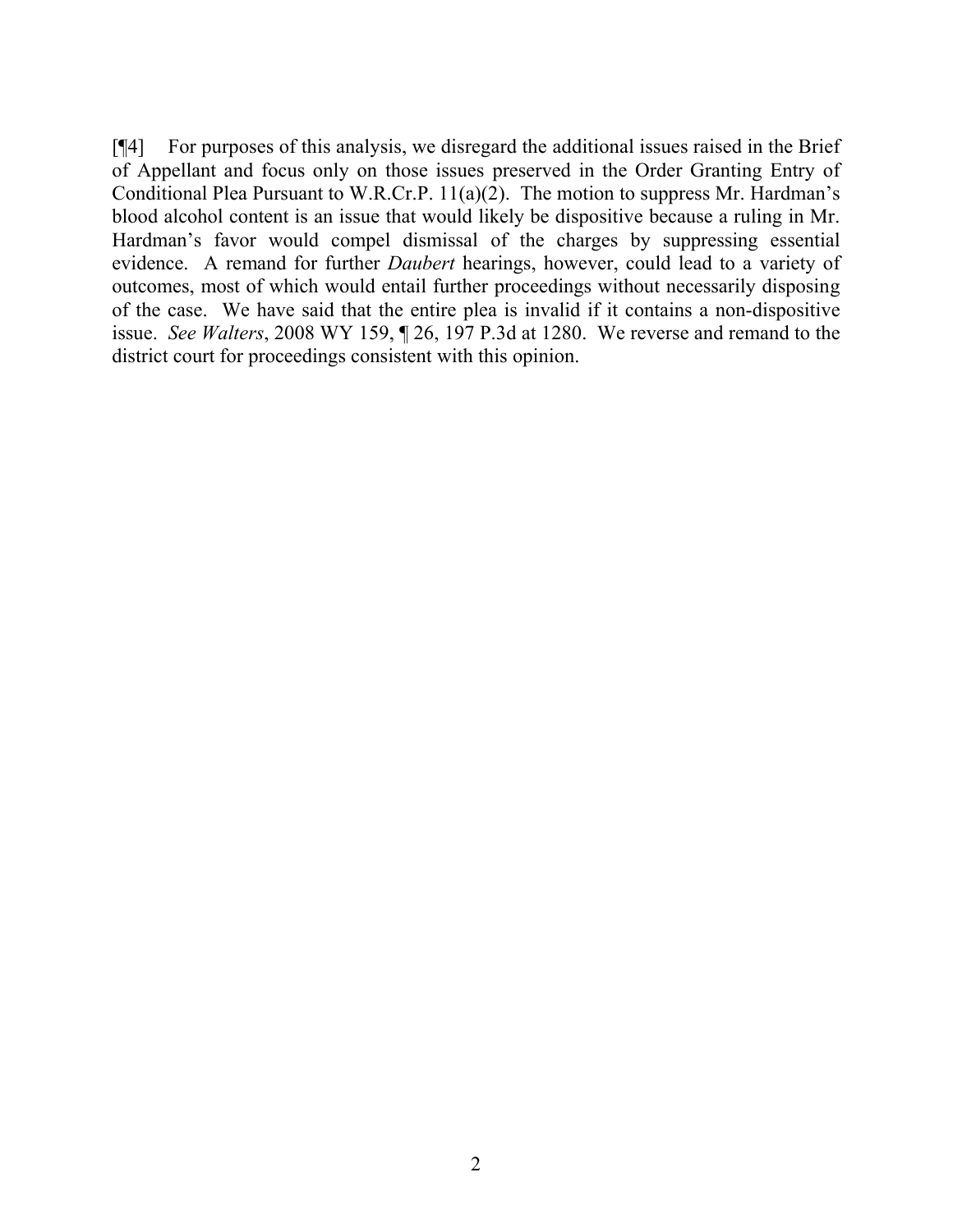[¶4] For purposes of this analysis, we disregard the additional issues raised in the Brief of Appellant and focus only on those issues preserved in the Order Granting Entry of Conditional Plea Pursuant to W.R.Cr.P. 11(a)(2). The motion to suppress Mr. Hardman's blood alcohol content is an issue that would likely be dispositive because a ruling in Mr. Hardman's favor would compel dismissal of the charges by suppressing essential evidence. A remand for further *Daubert* hearings, however, could lead to a variety of outcomes, most of which would entail further proceedings without necessarily disposing of the case. We have said that the entire plea is invalid if it contains a non-dispositive issue. *See Walters*, 2008 WY 159, ¶ 26, 197 P.3d at 1280. We reverse and remand to the district court for proceedings consistent with this opinion.